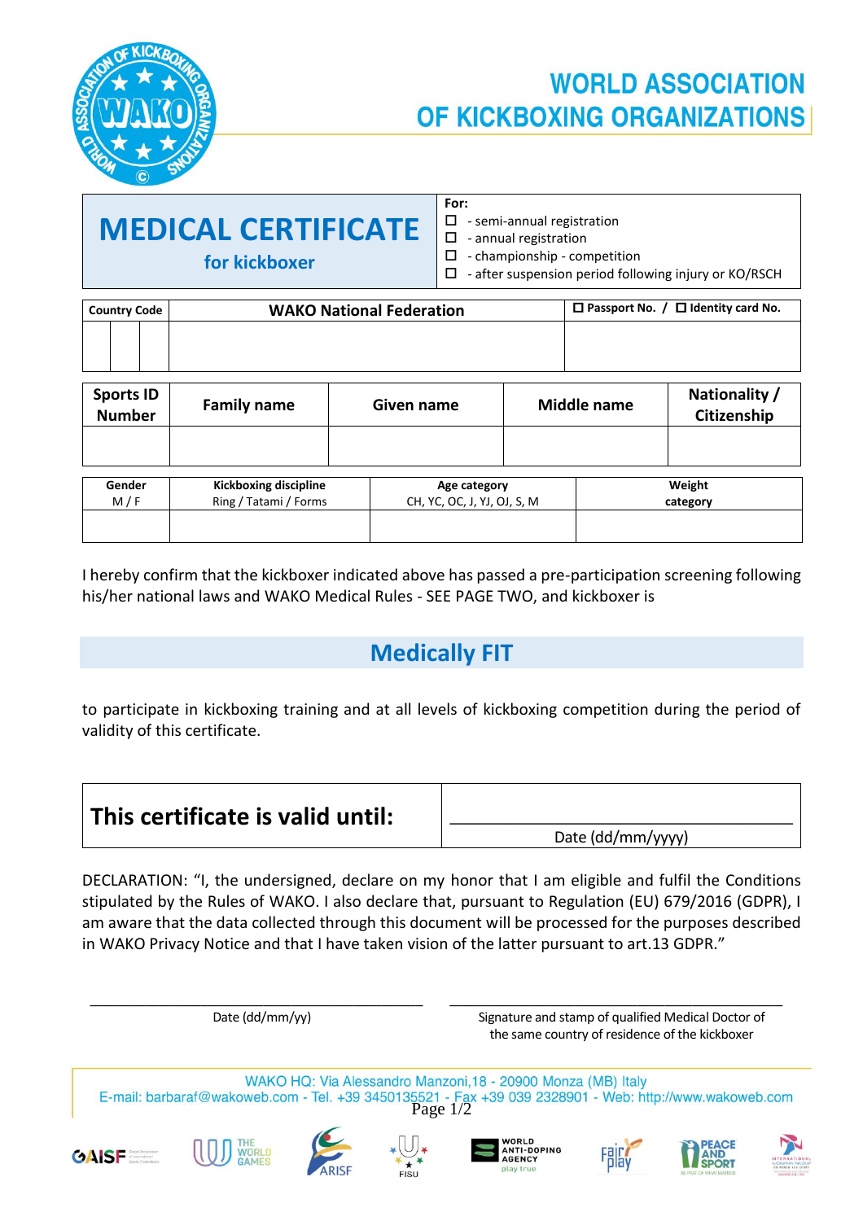# WORLD ASSOCIATION OF KICKBOXING ORGANIZATIONS

| **MEDICAL CERTIFICATE** for kickboxer | **For:** ☐ - semi-annual registration ☐ - annual registration ☐ - championship - competition ☐ - after suspension period following injury or KO/RSCH |
|---|---|

| Country Code | WAKO National Federation | ☐ Passport No. / ☐ Identity card No. |
|---|---|---|
| | | |

| Sports ID Number | Family name | Given name | Middle name | Nationality / Citizenship |
|---|---|---|---|---|
| | | | | |

| Gender M / F | Kickboxing discipline Ring / Tatami / Forms | Age category CH, YC, OC, J, YJ, OJ, S, M | Weight category |
|---|---|---|---|
| | | | |

I hereby confirm that the kickboxer indicated above has passed a pre-participation screening following his/her national laws and WAKO Medical Rules - SEE PAGE TWO, and kickboxer is

## Medically FIT

to participate in kickboxing training and at all levels of kickboxing competition during the period of validity of this certificate.

| **This certificate is valid until:** | ______________________ Date (dd/mm/yyyy) |
|---|---|

DECLARATION: "I, the undersigned, declare on my honor that I am eligible and fulfil the Conditions stipulated by the Rules of WAKO. I also declare that, pursuant to Regulation (EU) 679/2016 (GDPR), I am aware that the data collected through this document will be processed for the purposes described in WAKO Privacy Notice and that I have taken vision of the latter pursuant to art.13 GDPR."

______________________ Date (dd/mm/yy)

______________________ Signature and stamp of qualified Medical Doctor of the same country of residence of the kickboxer

WAKO HQ: Via Alessandro Manzoni,18 - 20900 Monza (MB) Italy
E-mail: barbaraf@wakoweb.com - Tel. +39 3450135521 - Fax +39 039 2328901 - Web: http://www.wakoweb.com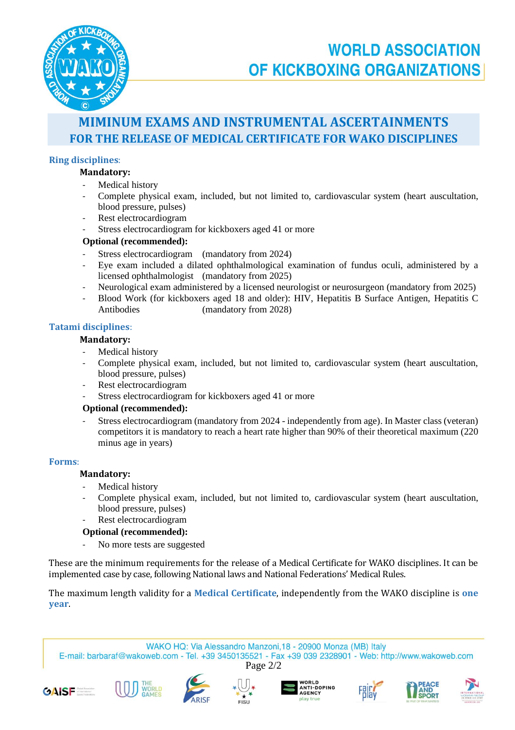# WORLD ASSOCIATION OF KICKBOXING ORGANIZATIONS

## MIMINUM EXAMS AND INSTRUMENTAL ASCERTAINMENTS FOR THE RELEASE OF MEDICAL CERTIFICATE FOR WAKO DISCIPLINES

### Ring disciplines:

**Mandatory:**

- Medical history
- Complete physical exam, included, but not limited to, cardiovascular system (heart auscultation, blood pressure, pulses)
- Rest electrocardiogram
- Stress electrocardiogram for kickboxers aged 41 or more

**Optional (recommended):**

- Stress electrocardiogram (mandatory from 2024)
- Eye exam included a dilated ophthalmological examination of fundus oculi, administered by a licensed ophthalmologist (mandatory from 2025)
- Neurological exam administered by a licensed neurologist or neurosurgeon (mandatory from 2025)
- Blood Work (for kickboxers aged 18 and older): HIV, Hepatitis B Surface Antigen, Hepatitis C Antibodies (mandatory from 2028)

### Tatami disciplines:

**Mandatory:**

- Medical history
- Complete physical exam, included, but not limited to, cardiovascular system (heart auscultation, blood pressure, pulses)
- Rest electrocardiogram
- Stress electrocardiogram for kickboxers aged 41 or more

**Optional (recommended):**

- Stress electrocardiogram (mandatory from 2024 - independently from age). In Master class (veteran) competitors it is mandatory to reach a heart rate higher than 90% of their theoretical maximum (220 minus age in years)

### Forms:

**Mandatory:**

- Medical history
- Complete physical exam, included, but not limited to, cardiovascular system (heart auscultation, blood pressure, pulses)
- Rest electrocardiogram

**Optional (recommended):**

- No more tests are suggested

These are the minimum requirements for the release of a Medical Certificate for WAKO disciplines. It can be implemented case by case, following National laws and National Federations' Medical Rules.

The maximum length validity for a **Medical Certificate**, independently from the WAKO discipline is **one year**.

WAKO HQ: Via Alessandro Manzoni,18 - 20900 Monza (MB) Italy
E-mail: barbaraf@wakoweb.com - Tel. +39 3450135521 - Fax +39 039 2328901 - Web: http://www.wakoweb.com